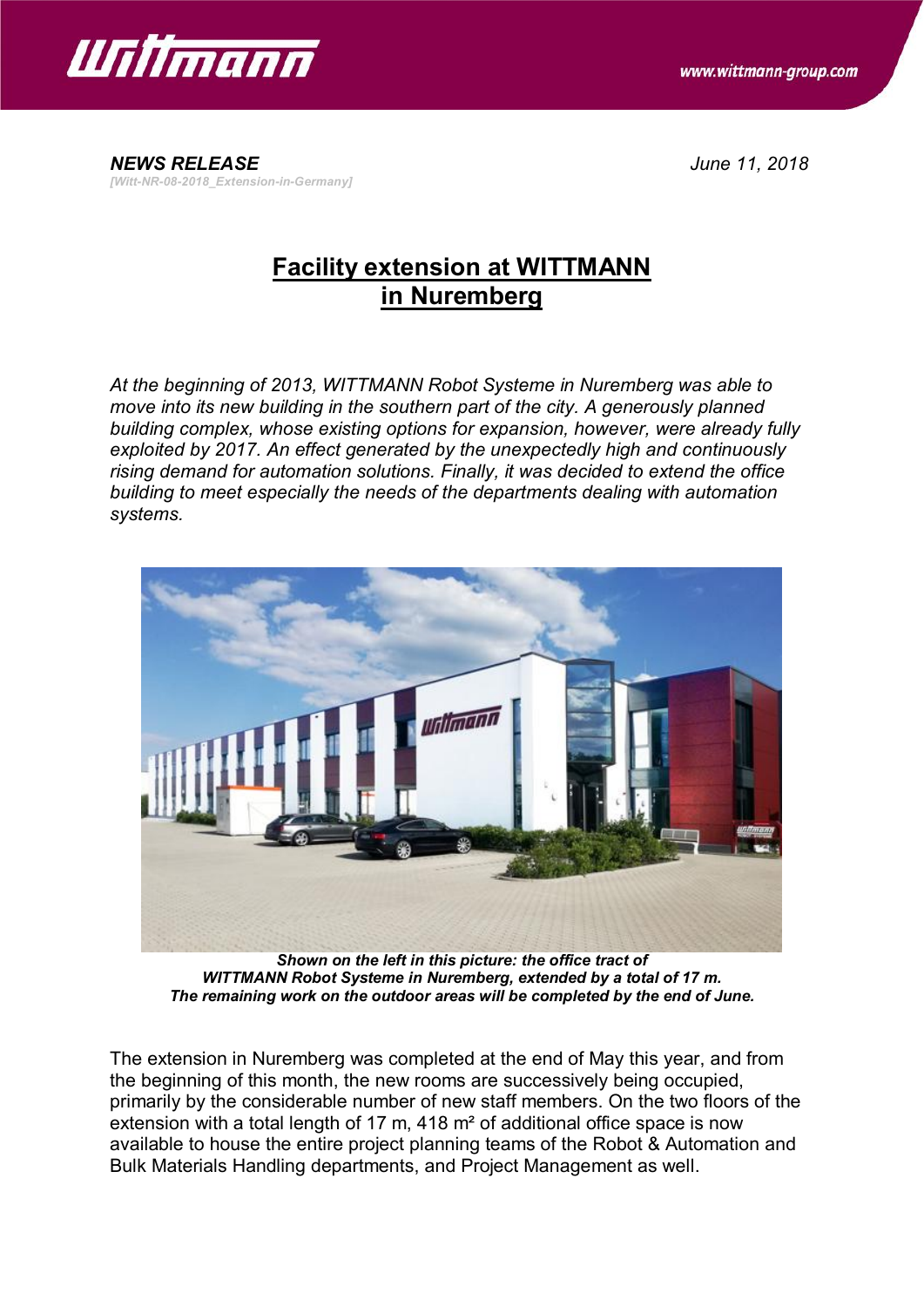***NEWS RELEASE***

*[Witt-NR-08-2018_Extension-in-Germany]*

*June 11, 2018*

# Facility extension at WITTMANN in Nuremberg

*At the beginning of 2013, WITTMANN Robot Systeme in Nuremberg was able to move into its new building in the southern part of the city. A generously planned building complex, whose existing options for expansion, however, were already fully exploited by 2017. An effect generated by the unexpectedly high and continuously rising demand for automation solutions. Finally, it was decided to extend the office building to meet especially the needs of the departments dealing with automation systems.*

***Shown on the left in this picture: the office tract of WITTMANN Robot Systeme in Nuremberg, extended by a total of 17 m. The remaining work on the outdoor areas will be completed by the end of June.***

The extension in Nuremberg was completed at the end of May this year, and from the beginning of this month, the new rooms are successively being occupied, primarily by the considerable number of new staff members. On the two floors of the extension with a total length of 17 m, 418 m² of additional office space is now available to house the entire project planning teams of the Robot & Automation and Bulk Materials Handling departments, and Project Management as well.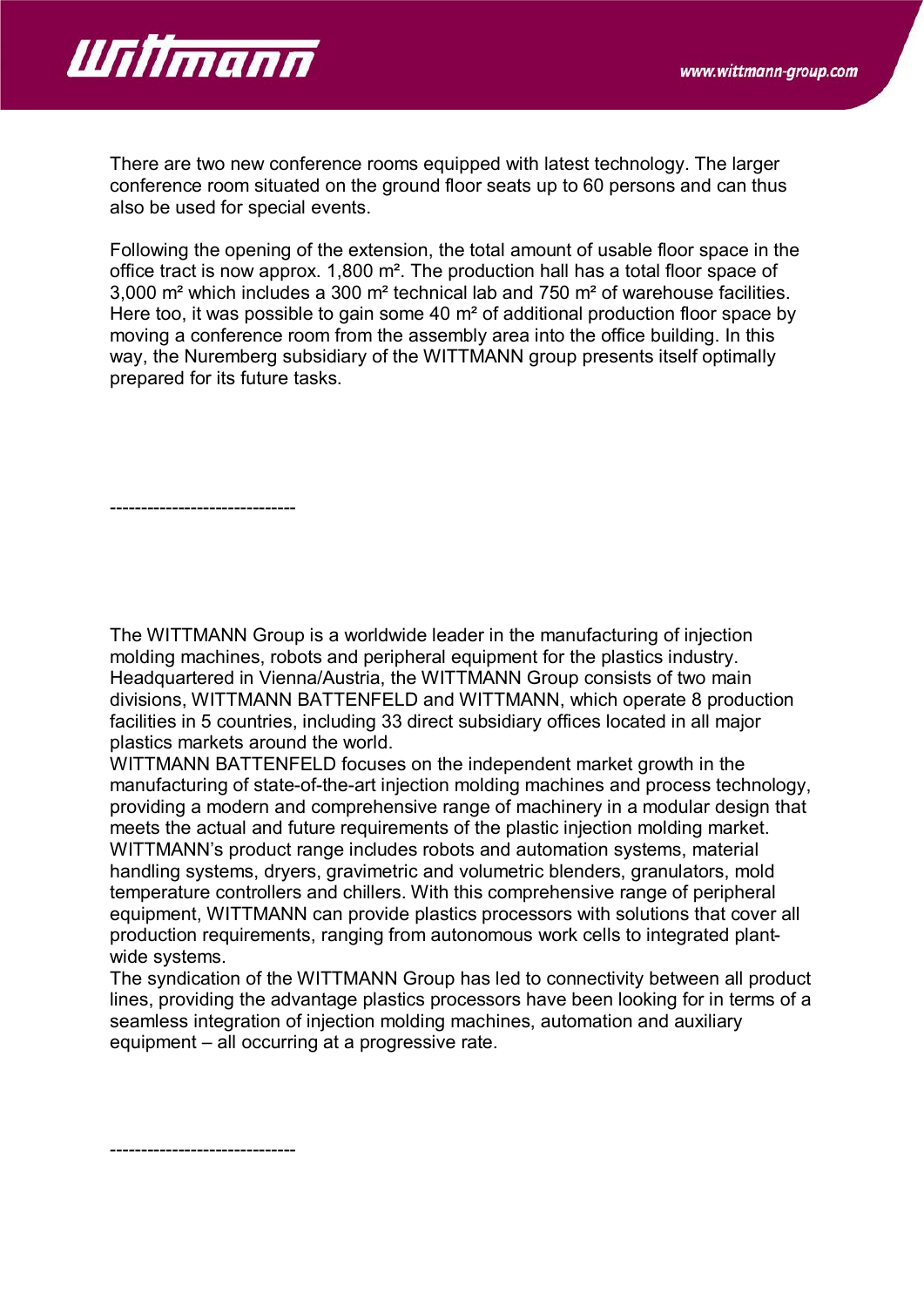There are two new conference rooms equipped with latest technology. The larger conference room situated on the ground floor seats up to 60 persons and can thus also be used for special events.

Following the opening of the extension, the total amount of usable floor space in the office tract is now approx. 1,800 m². The production hall has a total floor space of 3,000 m² which includes a 300 m² technical lab and 750 m² of warehouse facilities. Here too, it was possible to gain some 40 m² of additional production floor space by moving a conference room from the assembly area into the office building. In this way, the Nuremberg subsidiary of the WITTMANN group presents itself optimally prepared for its future tasks.

------------------------------

The WITTMANN Group is a worldwide leader in the manufacturing of injection molding machines, robots and peripheral equipment for the plastics industry. Headquartered in Vienna/Austria, the WITTMANN Group consists of two main divisions, WITTMANN BATTENFELD and WITTMANN, which operate 8 production facilities in 5 countries, including 33 direct subsidiary offices located in all major plastics markets around the world.
WITTMANN BATTENFELD focuses on the independent market growth in the manufacturing of state-of-the-art injection molding machines and process technology, providing a modern and comprehensive range of machinery in a modular design that meets the actual and future requirements of the plastic injection molding market.
WITTMANN's product range includes robots and automation systems, material handling systems, dryers, gravimetric and volumetric blenders, granulators, mold temperature controllers and chillers. With this comprehensive range of peripheral equipment, WITTMANN can provide plastics processors with solutions that cover all production requirements, ranging from autonomous work cells to integrated plant-wide systems.
The syndication of the WITTMANN Group has led to connectivity between all product lines, providing the advantage plastics processors have been looking for in terms of a seamless integration of injection molding machines, automation and auxiliary equipment – all occurring at a progressive rate.

------------------------------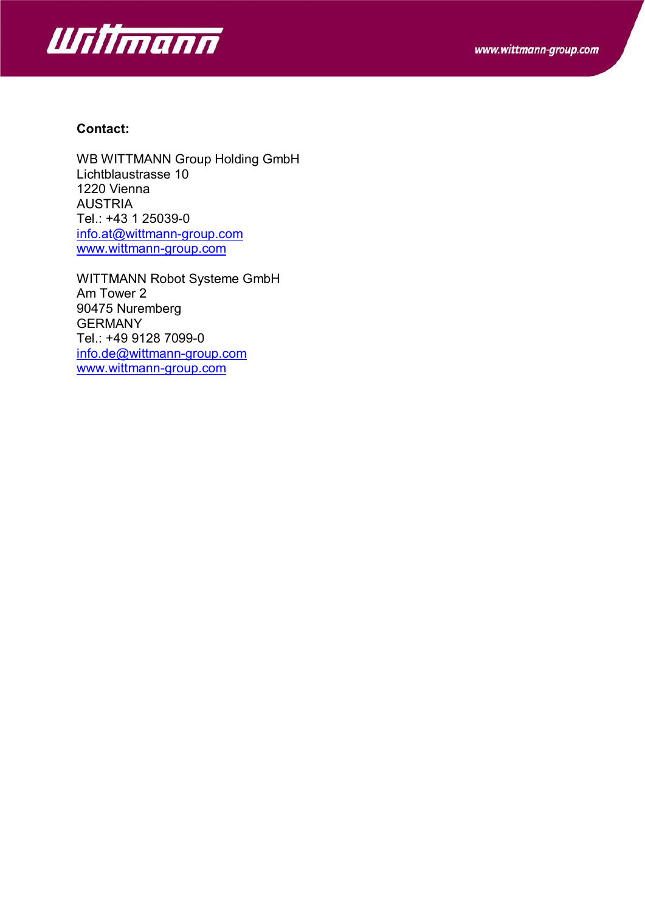**Contact:**

WB WITTMANN Group Holding GmbH
Lichtblaustrasse 10
1220 Vienna
AUSTRIA
Tel.: +43 1 25039-0
info.at@wittmann-group.com
www.wittmann-group.com

WITTMANN Robot Systeme GmbH
Am Tower 2
90475 Nuremberg
GERMANY
Tel.: +49 9128 7099-0
info.de@wittmann-group.com
www.wittmann-group.com